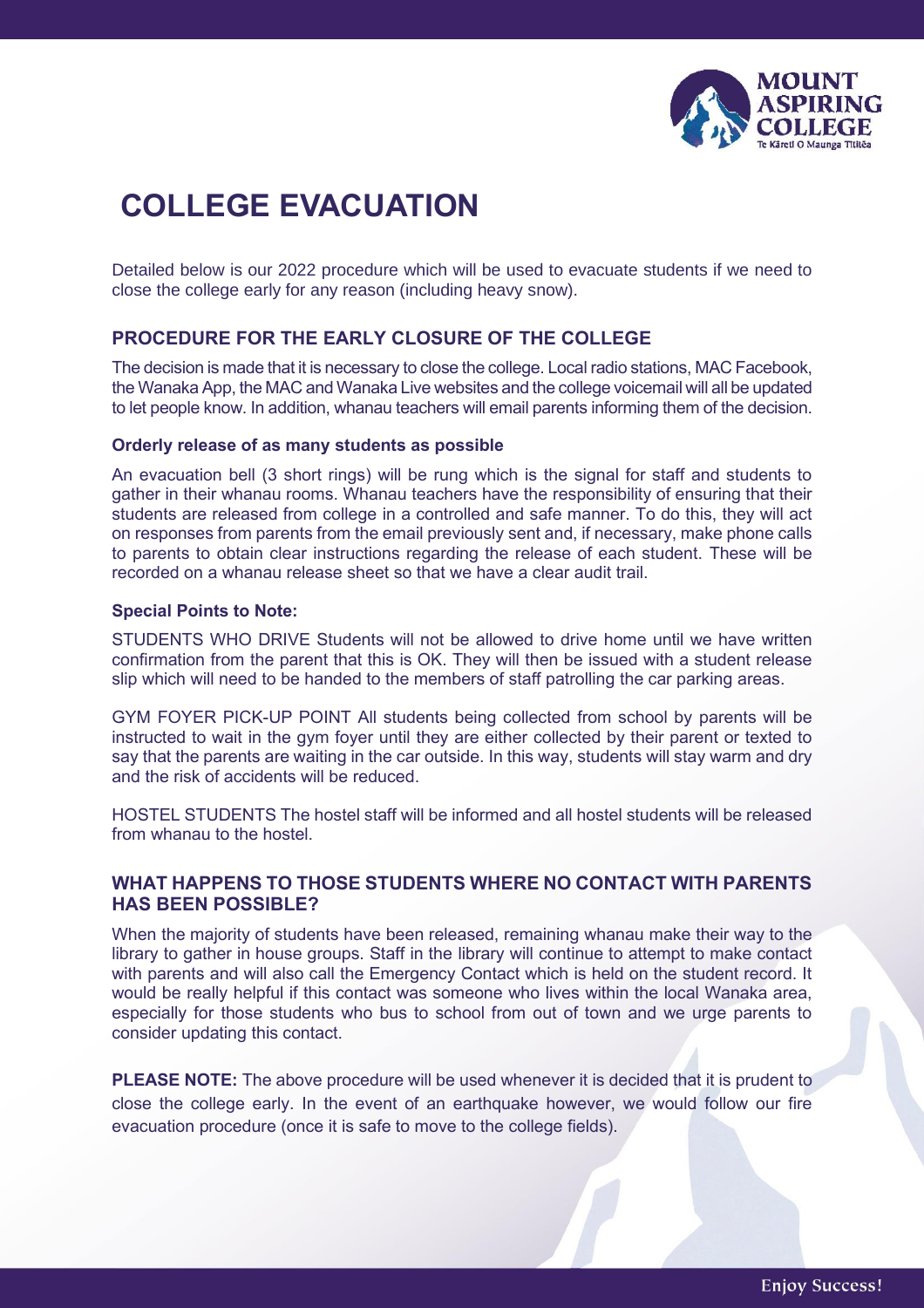# COLLEGE EVACUATION

Detailed below is our 2022 procedure which will be used to evacuate students if we need to close the college early for any reason (including heavy snow).

## PROCEDURE FOR THE EARLY CLOSURE OF THE COLLEGE

The decision is made that it is necessary to close the college. Local radio stations, MAC Facebook, the Wanaka App, the MAC and Wanaka Live websites and the college voicemail will all be updated to let people know. In addition, whanau teachers will email parents informing them of the decision.

### Orderly release of as many students as possible

An evacuation bell (3 short rings) will be rung which is the signal for staff and students to gather in their whanau rooms. Whanau teachers have the responsibility of ensuring that their students are released from college in a controlled and safe manner. To do this, they will act on responses from parents from the email previously sent and, if necessary, make phone calls to parents to obtain clear instructions regarding the release of each student. These will be recorded on a whanau release sheet so that we have a clear audit trail.

### Special Points to Note:

STUDENTS WHO DRIVE Students will not be allowed to drive home until we have written confirmation from the parent that this is OK. They will then be issued with a student release slip which will need to be handed to the members of staff patrolling the car parking areas.

GYM FOYER PICK-UP POINT All students being collected from school by parents will be instructed to wait in the gym foyer until they are either collected by their parent or texted to say that the parents are waiting in the car outside. In this way, students will stay warm and dry and the risk of accidents will be reduced.

HOSTEL STUDENTS The hostel staff will be informed and all hostel students will be released from whanau to the hostel.

## WHAT HAPPENS TO THOSE STUDENTS WHERE NO CONTACT WITH PARENTS HAS BEEN POSSIBLE?

When the majority of students have been released, remaining whanau make their way to the library to gather in house groups. Staff in the library will continue to attempt to make contact with parents and will also call the Emergency Contact which is held on the student record. It would be really helpful if this contact was someone who lives within the local Wanaka area, especially for those students who bus to school from out of town and we urge parents to consider updating this contact.

**PLEASE NOTE:** The above procedure will be used whenever it is decided that it is prudent to close the college early. In the event of an earthquake however, we would follow our fire evacuation procedure (once it is safe to move to the college fields).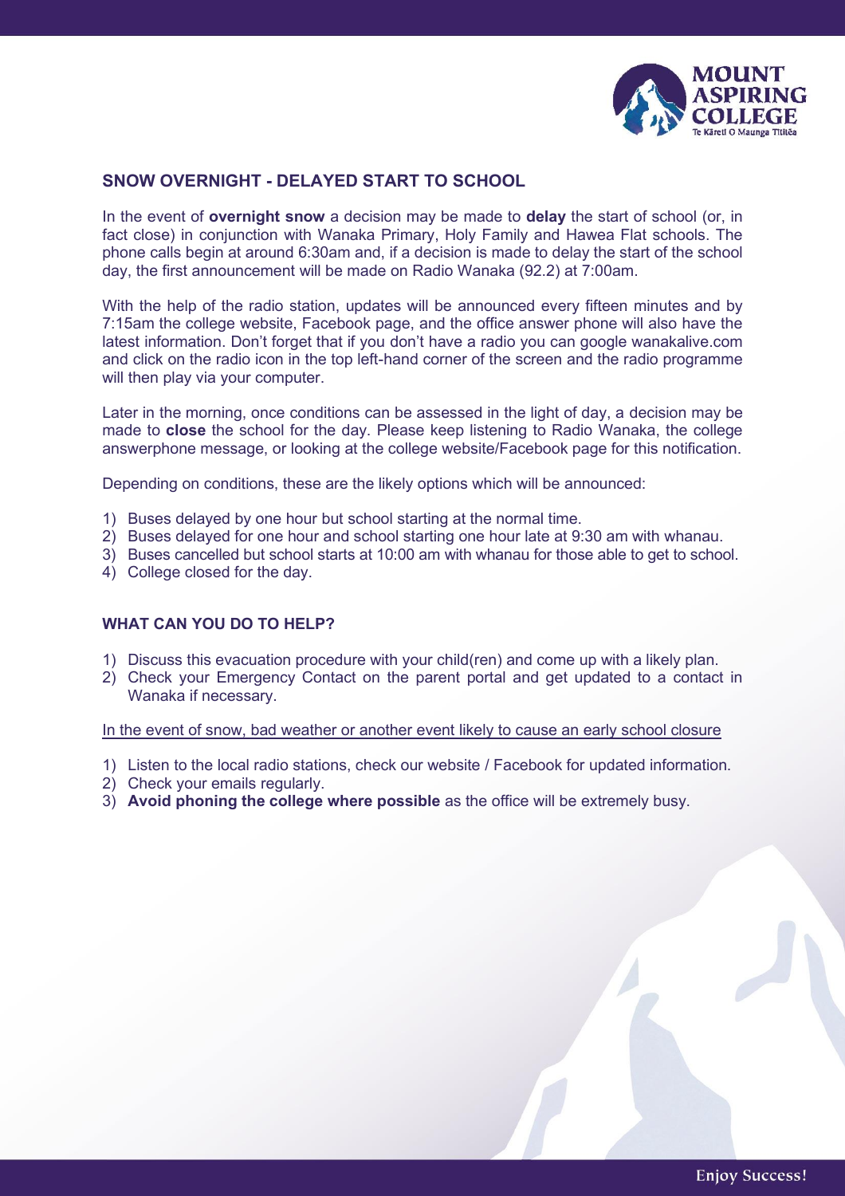## SNOW OVERNIGHT - DELAYED START TO SCHOOL

In the event of **overnight snow** a decision may be made to **delay** the start of school (or, in fact close) in conjunction with Wanaka Primary, Holy Family and Hawea Flat schools. The phone calls begin at around 6:30am and, if a decision is made to delay the start of the school day, the first announcement will be made on Radio Wanaka (92.2) at 7:00am.

With the help of the radio station, updates will be announced every fifteen minutes and by 7:15am the college website, Facebook page, and the office answer phone will also have the latest information. Don't forget that if you don't have a radio you can google wanakalive.com and click on the radio icon in the top left-hand corner of the screen and the radio programme will then play via your computer.

Later in the morning, once conditions can be assessed in the light of day, a decision may be made to **close** the school for the day. Please keep listening to Radio Wanaka, the college answerphone message, or looking at the college website/Facebook page for this notification.

Depending on conditions, these are the likely options which will be announced:

1) Buses delayed by one hour but school starting at the normal time.
2) Buses delayed for one hour and school starting one hour late at 9:30 am with whanau.
3) Buses cancelled but school starts at 10:00 am with whanau for those able to get to school.
4) College closed for the day.

## WHAT CAN YOU DO TO HELP?

1) Discuss this evacuation procedure with your child(ren) and come up with a likely plan.
2) Check your Emergency Contact on the parent portal and get updated to a contact in Wanaka if necessary.

In the event of snow, bad weather or another event likely to cause an early school closure

1) Listen to the local radio stations, check our website / Facebook for updated information.
2) Check your emails regularly.
3) **Avoid phoning the college where possible** as the office will be extremely busy.